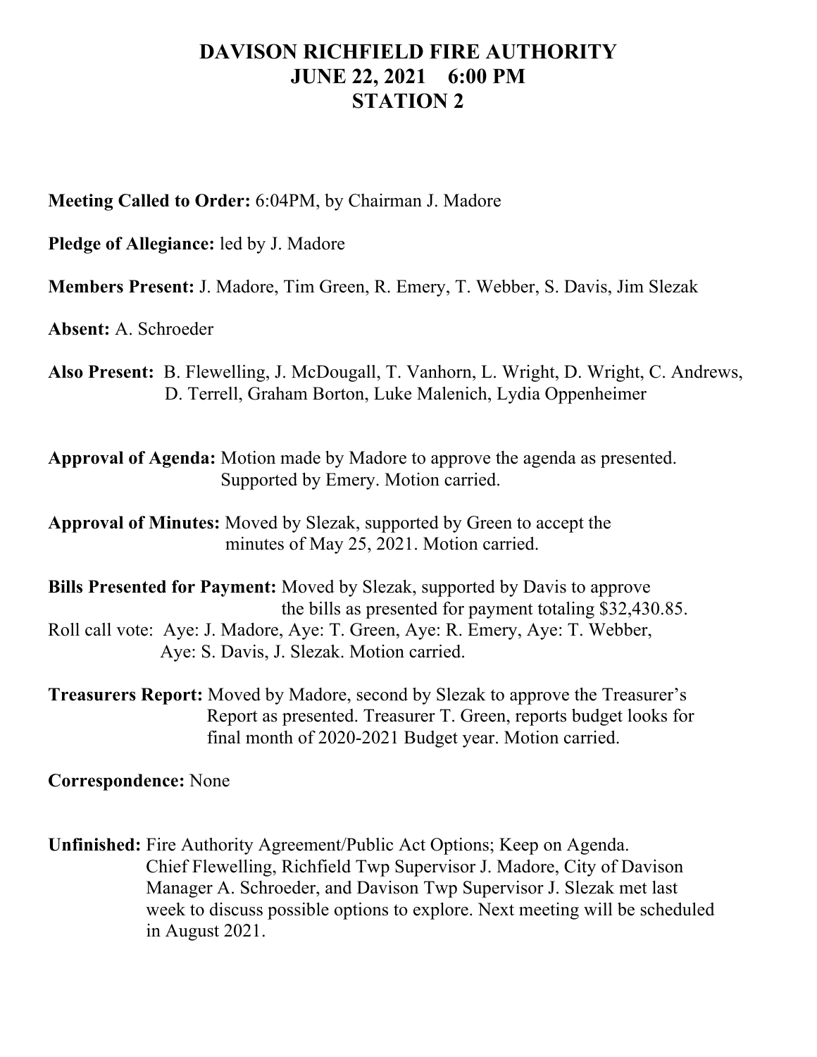# DAVISON RICHFIELD FIRE AUTHORITY
# JUNE 22, 2021 6:00 PM
# STATION 2

**Meeting Called to Order:** 6:04PM, by Chairman J. Madore

**Pledge of Allegiance:** led by J. Madore

**Members Present:** J. Madore, Tim Green, R. Emery, T. Webber, S. Davis, Jim Slezak

**Absent:** A. Schroeder

**Also Present:** B. Flewelling, J. McDougall, T. Vanhorn, L. Wright, D. Wright, C. Andrews, D. Terrell, Graham Borton, Luke Malenich, Lydia Oppenheimer

**Approval of Agenda:** Motion made by Madore to approve the agenda as presented. Supported by Emery. Motion carried.

**Approval of Minutes:** Moved by Slezak, supported by Green to accept the minutes of May 25, 2021. Motion carried.

**Bills Presented for Payment:** Moved by Slezak, supported by Davis to approve the bills as presented for payment totaling $32,430.85.
Roll call vote: Aye: J. Madore, Aye: T. Green, Aye: R. Emery, Aye: T. Webber, Aye: S. Davis, J. Slezak. Motion carried.

**Treasurers Report:** Moved by Madore, second by Slezak to approve the Treasurer's Report as presented. Treasurer T. Green, reports budget looks for final month of 2020-2021 Budget year. Motion carried.

**Correspondence:** None

**Unfinished:** Fire Authority Agreement/Public Act Options; Keep on Agenda. Chief Flewelling, Richfield Twp Supervisor J. Madore, City of Davison Manager A. Schroeder, and Davison Twp Supervisor J. Slezak met last week to discuss possible options to explore. Next meeting will be scheduled in August 2021.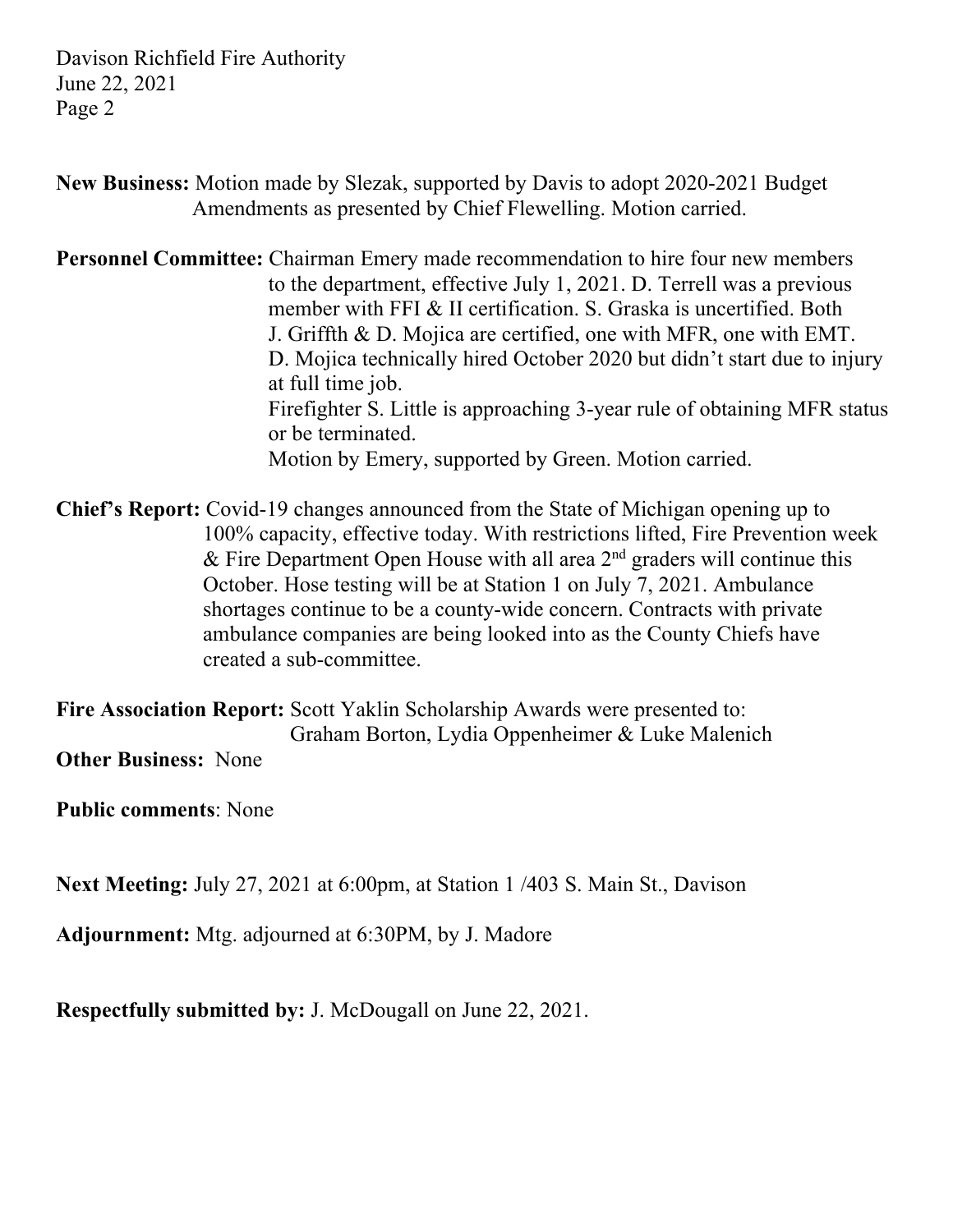**New Business:** Motion made by Slezak, supported by Davis to adopt 2020-2021 Budget Amendments as presented by Chief Flewelling. Motion carried.

**Personnel Committee:** Chairman Emery made recommendation to hire four new members to the department, effective July 1, 2021. D. Terrell was a previous member with FFI & II certification. S. Graska is uncertified. Both J. Griffth & D. Mojica are certified, one with MFR, one with EMT.
D. Mojica technically hired October 2020 but didn't start due to injury at full time job.
Firefighter S. Little is approaching 3-year rule of obtaining MFR status or be terminated.
Motion by Emery, supported by Green. Motion carried.

**Chief's Report:** Covid-19 changes announced from the State of Michigan opening up to 100% capacity, effective today. With restrictions lifted, Fire Prevention week & Fire Department Open House with all area 2nd graders will continue this October. Hose testing will be at Station 1 on July 7, 2021. Ambulance shortages continue to be a county-wide concern. Contracts with private ambulance companies are being looked into as the County Chiefs have created a sub-committee.

**Fire Association Report:** Scott Yaklin Scholarship Awards were presented to:
Graham Borton, Lydia Oppenheimer & Luke Malenich

**Other Business:** None

**Public comments**: None

**Next Meeting:** July 27, 2021 at 6:00pm, at Station 1 /403 S. Main St., Davison

**Adjournment:** Mtg. adjourned at 6:30PM, by J. Madore

**Respectfully submitted by:** J. McDougall on June 22, 2021.